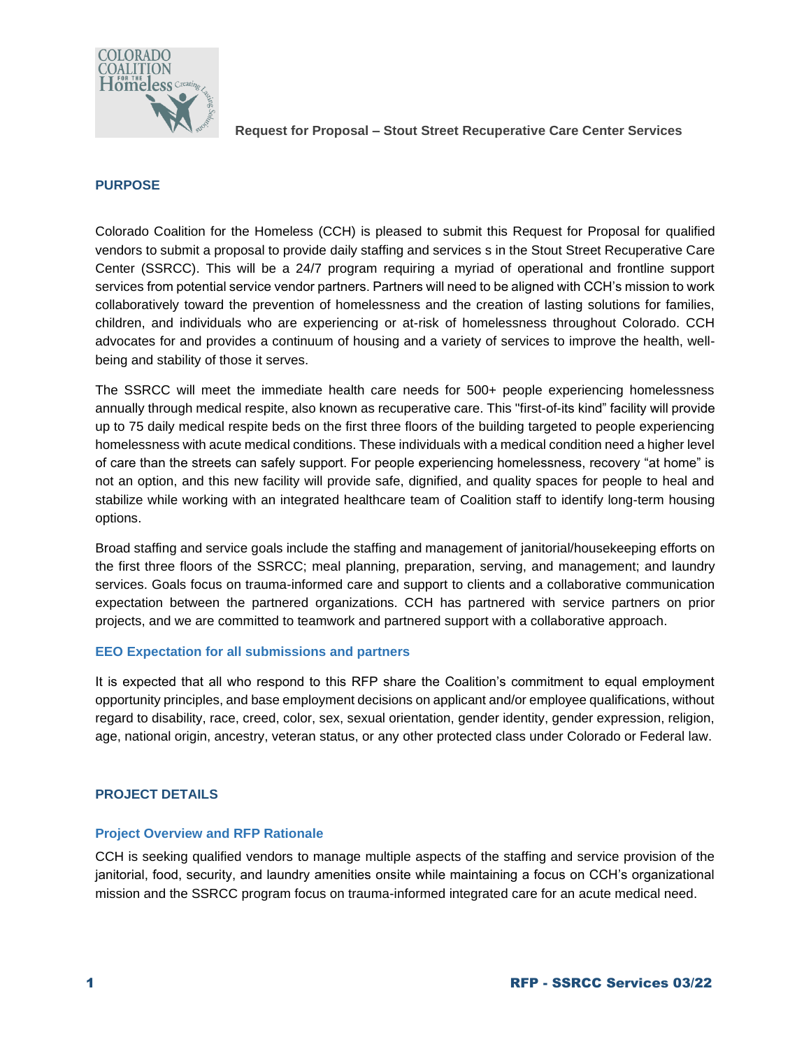**Request for Proposal – Stout Street Recuperative Care Center Services**

## PURPOSE

Colorado Coalition for the Homeless (CCH) is pleased to submit this Request for Proposal for qualified vendors to submit a proposal to provide daily staffing and services s in the Stout Street Recuperative Care Center (SSRCC). This will be a 24/7 program requiring a myriad of operational and frontline support services from potential service vendor partners. Partners will need to be aligned with CCH's mission to work collaboratively toward the prevention of homelessness and the creation of lasting solutions for families, children, and individuals who are experiencing or at-risk of homelessness throughout Colorado. CCH advocates for and provides a continuum of housing and a variety of services to improve the health, well-being and stability of those it serves.

The SSRCC will meet the immediate health care needs for 500+ people experiencing homelessness annually through medical respite, also known as recuperative care. This "first-of-its kind" facility will provide up to 75 daily medical respite beds on the first three floors of the building targeted to people experiencing homelessness with acute medical conditions. These individuals with a medical condition need a higher level of care than the streets can safely support. For people experiencing homelessness, recovery "at home" is not an option, and this new facility will provide safe, dignified, and quality spaces for people to heal and stabilize while working with an integrated healthcare team of Coalition staff to identify long-term housing options.

Broad staffing and service goals include the staffing and management of janitorial/housekeeping efforts on the first three floors of the SSRCC; meal planning, preparation, serving, and management; and laundry services. Goals focus on trauma-informed care and support to clients and a collaborative communication expectation between the partnered organizations. CCH has partnered with service partners on prior projects, and we are committed to teamwork and partnered support with a collaborative approach.

### EEO Expectation for all submissions and partners

It is expected that all who respond to this RFP share the Coalition's commitment to equal employment opportunity principles, and base employment decisions on applicant and/or employee qualifications, without regard to disability, race, creed, color, sex, sexual orientation, gender identity, gender expression, religion, age, national origin, ancestry, veteran status, or any other protected class under Colorado or Federal law.

## PROJECT DETAILS

### Project Overview and RFP Rationale

CCH is seeking qualified vendors to manage multiple aspects of the staffing and service provision of the janitorial, food, security, and laundry amenities onsite while maintaining a focus on CCH's organizational mission and the SSRCC program focus on trauma-informed integrated care for an acute medical need.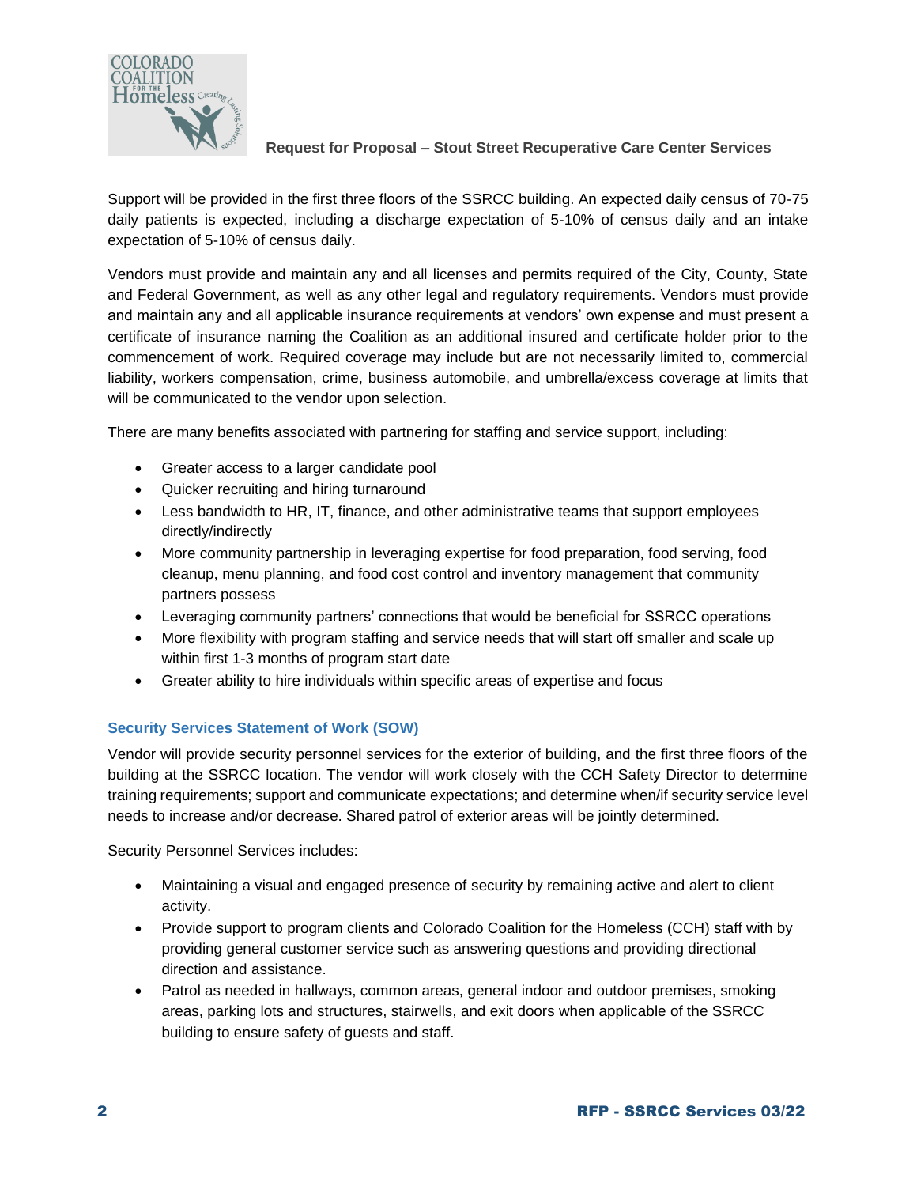Support will be provided in the first three floors of the SSRCC building. An expected daily census of 70-75 daily patients is expected, including a discharge expectation of 5-10% of census daily and an intake expectation of 5-10% of census daily.

Vendors must provide and maintain any and all licenses and permits required of the City, County, State and Federal Government, as well as any other legal and regulatory requirements. Vendors must provide and maintain any and all applicable insurance requirements at vendors' own expense and must present a certificate of insurance naming the Coalition as an additional insured and certificate holder prior to the commencement of work. Required coverage may include but are not necessarily limited to, commercial liability, workers compensation, crime, business automobile, and umbrella/excess coverage at limits that will be communicated to the vendor upon selection.

There are many benefits associated with partnering for staffing and service support, including:

- Greater access to a larger candidate pool
- Quicker recruiting and hiring turnaround
- Less bandwidth to HR, IT, finance, and other administrative teams that support employees directly/indirectly
- More community partnership in leveraging expertise for food preparation, food serving, food cleanup, menu planning, and food cost control and inventory management that community partners possess
- Leveraging community partners' connections that would be beneficial for SSRCC operations
- More flexibility with program staffing and service needs that will start off smaller and scale up within first 1-3 months of program start date
- Greater ability to hire individuals within specific areas of expertise and focus

### Security Services Statement of Work (SOW)

Vendor will provide security personnel services for the exterior of building, and the first three floors of the building at the SSRCC location. The vendor will work closely with the CCH Safety Director to determine training requirements; support and communicate expectations; and determine when/if security service level needs to increase and/or decrease. Shared patrol of exterior areas will be jointly determined.

Security Personnel Services includes:

- Maintaining a visual and engaged presence of security by remaining active and alert to client activity.
- Provide support to program clients and Colorado Coalition for the Homeless (CCH) staff with by providing general customer service such as answering questions and providing directional direction and assistance.
- Patrol as needed in hallways, common areas, general indoor and outdoor premises, smoking areas, parking lots and structures, stairwells, and exit doors when applicable of the SSRCC building to ensure safety of guests and staff.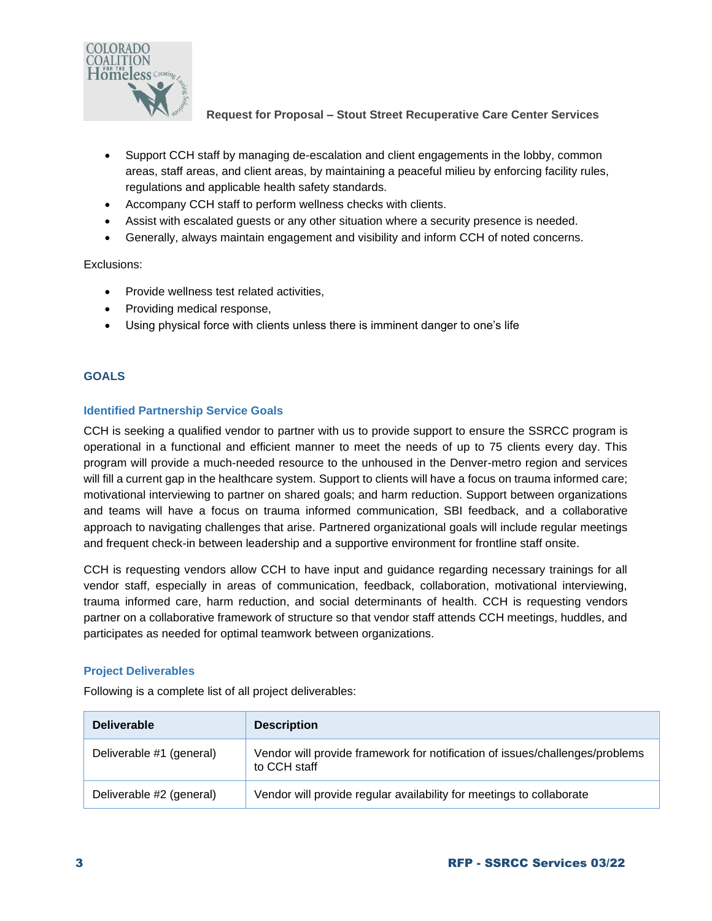- Support CCH staff by managing de-escalation and client engagements in the lobby, common areas, staff areas, and client areas, by maintaining a peaceful milieu by enforcing facility rules, regulations and applicable health safety standards.
- Accompany CCH staff to perform wellness checks with clients.
- Assist with escalated guests or any other situation where a security presence is needed.
- Generally, always maintain engagement and visibility and inform CCH of noted concerns.

Exclusions:

- Provide wellness test related activities,
- Providing medical response,
- Using physical force with clients unless there is imminent danger to one's life

## GOALS

### Identified Partnership Service Goals

CCH is seeking a qualified vendor to partner with us to provide support to ensure the SSRCC program is operational in a functional and efficient manner to meet the needs of up to 75 clients every day. This program will provide a much-needed resource to the unhoused in the Denver-metro region and services will fill a current gap in the healthcare system. Support to clients will have a focus on trauma informed care; motivational interviewing to partner on shared goals; and harm reduction. Support between organizations and teams will have a focus on trauma informed communication, SBI feedback, and a collaborative approach to navigating challenges that arise. Partnered organizational goals will include regular meetings and frequent check-in between leadership and a supportive environment for frontline staff onsite.

CCH is requesting vendors allow CCH to have input and guidance regarding necessary trainings for all vendor staff, especially in areas of communication, feedback, collaboration, motivational interviewing, trauma informed care, harm reduction, and social determinants of health. CCH is requesting vendors partner on a collaborative framework of structure so that vendor staff attends CCH meetings, huddles, and participates as needed for optimal teamwork between organizations.

### Project Deliverables

Following is a complete list of all project deliverables:

| Deliverable | Description |
|---|---|
| Deliverable #1 (general) | Vendor will provide framework for notification of issues/challenges/problems to CCH staff |
| Deliverable #2 (general) | Vendor will provide regular availability for meetings to collaborate |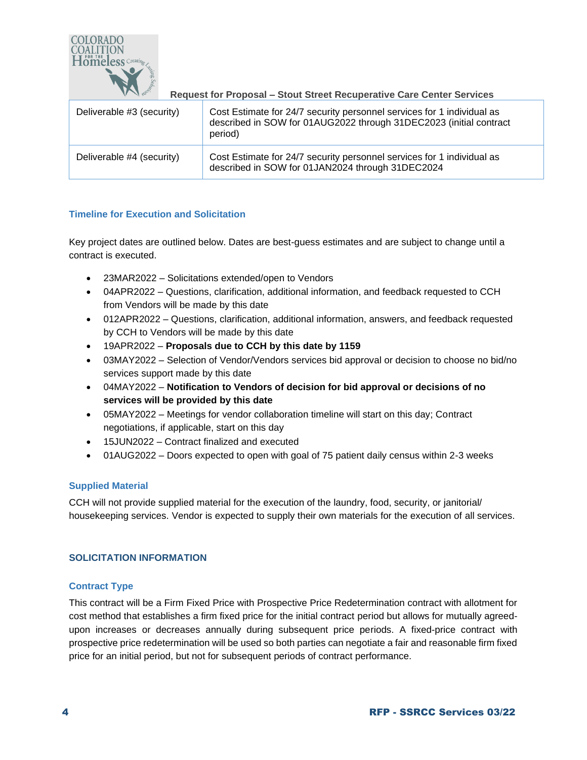| Deliverable #3 (security) | Cost Estimate for 24/7 security personnel services for 1 individual as described in SOW for 01AUG2022 through 31DEC2023 (initial contract period) |
|---|---|
| Deliverable #4 (security) | Cost Estimate for 24/7 security personnel services for 1 individual as described in SOW for 01JAN2024 through 31DEC2024 |

### Timeline for Execution and Solicitation

Key project dates are outlined below. Dates are best-guess estimates and are subject to change until a contract is executed.

- 23MAR2022 – Solicitations extended/open to Vendors
- 04APR2022 – Questions, clarification, additional information, and feedback requested to CCH from Vendors will be made by this date
- 012APR2022 – Questions, clarification, additional information, answers, and feedback requested by CCH to Vendors will be made by this date
- 19APR2022 – **Proposals due to CCH by this date by 1159**
- 03MAY2022 – Selection of Vendor/Vendors services bid approval or decision to choose no bid/no services support made by this date
- 04MAY2022 – **Notification to Vendors of decision for bid approval or decisions of no services will be provided by this date**
- 05MAY2022 – Meetings for vendor collaboration timeline will start on this day; Contract negotiations, if applicable, start on this day
- 15JUN2022 – Contract finalized and executed
- 01AUG2022 – Doors expected to open with goal of 75 patient daily census within 2-3 weeks

### Supplied Material

CCH will not provide supplied material for the execution of the laundry, food, security, or janitorial/ housekeeping services. Vendor is expected to supply their own materials for the execution of all services.

## SOLICITATION INFORMATION

### Contract Type

This contract will be a Firm Fixed Price with Prospective Price Redetermination contract with allotment for cost method that establishes a firm fixed price for the initial contract period but allows for mutually agreed-upon increases or decreases annually during subsequent price periods. A fixed-price contract with prospective price redetermination will be used so both parties can negotiate a fair and reasonable firm fixed price for an initial period, but not for subsequent periods of contract performance.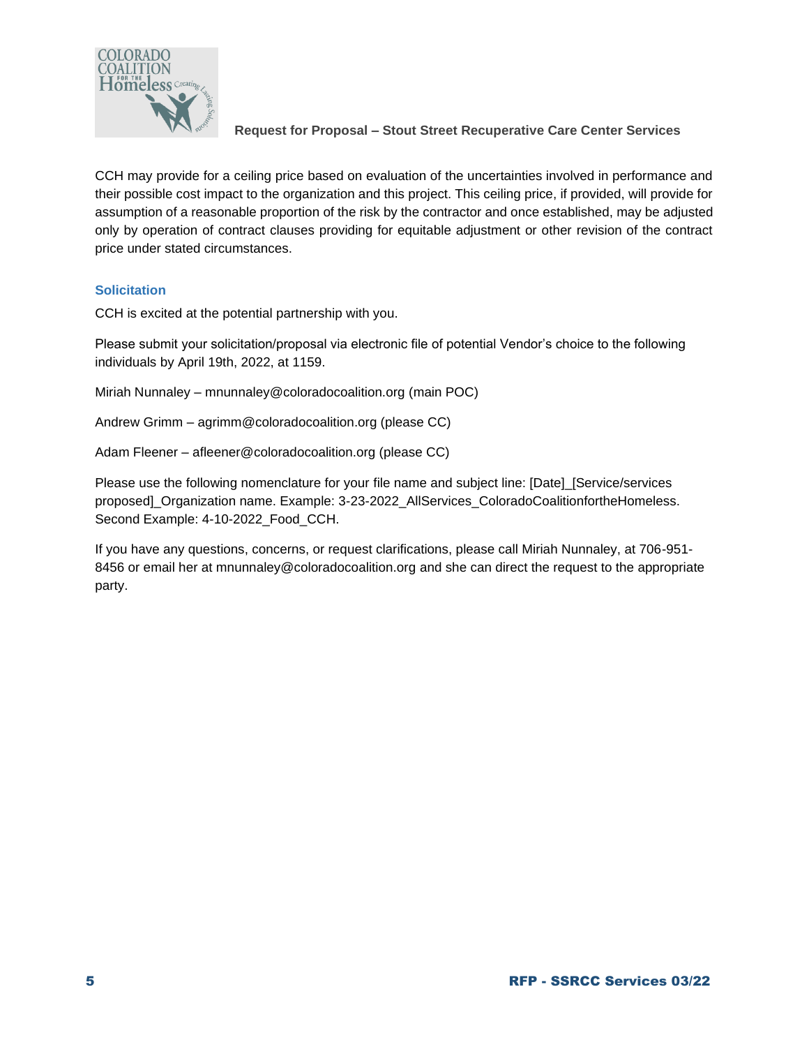CCH may provide for a ceiling price based on evaluation of the uncertainties involved in performance and their possible cost impact to the organization and this project. This ceiling price, if provided, will provide for assumption of a reasonable proportion of the risk by the contractor and once established, may be adjusted only by operation of contract clauses providing for equitable adjustment or other revision of the contract price under stated circumstances.

### Solicitation

CCH is excited at the potential partnership with you.

Please submit your solicitation/proposal via electronic file of potential Vendor's choice to the following individuals by April 19th, 2022, at 1159.

Miriah Nunnaley – mnunnaley@coloradocoalition.org (main POC)

Andrew Grimm – agrimm@coloradocoalition.org (please CC)

Adam Fleener – afleener@coloradocoalition.org (please CC)

Please use the following nomenclature for your file name and subject line: [Date]_[Service/services proposed]_Organization name. Example: 3-23-2022_AllServices_ColoradoCoalitionfortheHomeless. Second Example: 4-10-2022_Food_CCH.

If you have any questions, concerns, or request clarifications, please call Miriah Nunnaley, at 706-951-8456 or email her at mnunnaley@coloradocoalition.org and she can direct the request to the appropriate party.